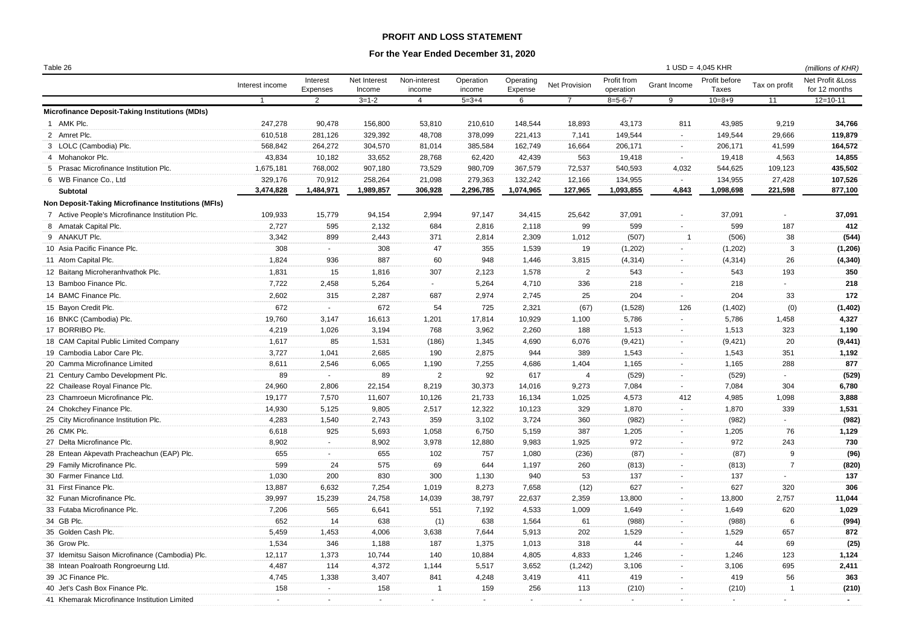## PROFIT AND LOSS STATEMENT

### For the Year Ended December 31, 2020

Table 26 — 1 USD = 4,045 KHR — *(millions of KHR)*

| | Interest income | Interest Expenses | Net Interest Income | Non-interest income | Operation income | Operating Expense | Net Provision | Profit from operation | Grant Income | Profit before Taxes | Tax on profit | Net Profit &Loss for 12 months |
|---|---|---|---|---|---|---|---|---|---|---|---|---|
| | 1 | 2 | 3=1-2 | 4 | 5=3+4 | 6 | 7 | 8=5-6-7 | 9 | 10=8+9 | 11 | 12=10-11 |
| **Microfinance Deposit-Taking Institutions (MDIs)** | | | | | | | | | | | | |
| 1 AMK Plc. | 247,278 | 90,478 | 156,800 | 53,810 | 210,610 | 148,544 | 18,893 | 43,173 | 811 | 43,985 | 9,219 | **34,766** |
| 2 Amret Plc. | 610,518 | 281,126 | 329,392 | 48,708 | 378,099 | 221,413 | 7,141 | 149,544 | - | 149,544 | 29,666 | **119,879** |
| 3 LOLC (Cambodia) Plc. | 568,842 | 264,272 | 304,570 | 81,014 | 385,584 | 162,749 | 16,664 | 206,171 | - | 206,171 | 41,599 | **164,572** |
| 4 Mohanokor Plc. | 43,834 | 10,182 | 33,652 | 28,768 | 62,420 | 42,439 | 563 | 19,418 | - | 19,418 | 4,563 | **14,855** |
| 5 Prasac Microfinance Institution Plc. | 1,675,181 | 768,002 | 907,180 | 73,529 | 980,709 | 367,579 | 72,537 | 540,593 | 4,032 | 544,625 | 109,123 | **435,502** |
| 6 WB Finance Co., Ltd | 329,176 | 70,912 | 258,264 | 21,098 | 279,363 | 132,242 | 12,166 | 134,955 | - | 134,955 | 27,428 | **107,526** |
| **Subtotal** | **3,474,828** | **1,484,971** | **1,989,857** | **306,928** | **2,296,785** | **1,074,965** | **127,965** | **1,093,855** | **4,843** | **1,098,698** | **221,598** | **877,100** |
| **Non Deposit-Taking Microfinance Institutions (MFIs)** | | | | | | | | | | | | |
| 7 Active People's Microfinance Institution Plc. | 109,933 | 15,779 | 94,154 | 2,994 | 97,147 | 34,415 | 25,642 | 37,091 | - | 37,091 | - | **37,091** |
| 8 Amatak Capital Plc. | 2,727 | 595 | 2,132 | 684 | 2,816 | 2,118 | 99 | 599 | - | 599 | 187 | **412** |
| 9 ANAKUT Plc. | 3,342 | 899 | 2,443 | 371 | 2,814 | 2,309 | 1,012 | (507) | 1 | (506) | 38 | **(544)** |
| 10 Asia Pacific Finance Plc. | 308 | - | 308 | 47 | 355 | 1,539 | 19 | (1,202) | - | (1,202) | 3 | **(1,206)** |
| 11 Atom Capital Plc. | 1,824 | 936 | 887 | 60 | 948 | 1,446 | 3,815 | (4,314) | - | (4,314) | 26 | **(4,340)** |
| 12 Baitang Microheranhvathok Plc. | 1,831 | 15 | 1,816 | 307 | 2,123 | 1,578 | 2 | 543 | - | 543 | 193 | **350** |
| 13 Bamboo Finance Plc. | 7,722 | 2,458 | 5,264 | - | 5,264 | 4,710 | 336 | 218 | - | 218 | - | **218** |
| 14 BAMC Finance Plc. | 2,602 | 315 | 2,287 | 687 | 2,974 | 2,745 | 25 | 204 | - | 204 | 33 | **172** |
| 15 Bayon Credit Plc. | 672 | - | 672 | 54 | 725 | 2,321 | (67) | (1,528) | 126 | (1,402) | (0) | **(1,402)** |
| 16 BNKC (Cambodia) Plc. | 19,760 | 3,147 | 16,613 | 1,201 | 17,814 | 10,929 | 1,100 | 5,786 | - | 5,786 | 1,458 | **4,327** |
| 17 BORRIBO Plc. | 4,219 | 1,026 | 3,194 | 768 | 3,962 | 2,260 | 188 | 1,513 | - | 1,513 | 323 | **1,190** |
| 18 CAM Capital Public Limited Company | 1,617 | 85 | 1,531 | (186) | 1,345 | 4,690 | 6,076 | (9,421) | - | (9,421) | 20 | **(9,441)** |
| 19 Cambodia Labor Care Plc. | 3,727 | 1,041 | 2,685 | 190 | 2,875 | 944 | 389 | 1,543 | - | 1,543 | 351 | **1,192** |
| 20 Camma Microfinance Limited | 8,611 | 2,546 | 6,065 | 1,190 | 7,255 | 4,686 | 1,404 | 1,165 | - | 1,165 | 288 | **877** |
| 21 Century Cambo Development Plc. | 89 | - | 89 | 2 | 92 | 617 | 4 | (529) | - | (529) | - | **(529)** |
| 22 Chailease Royal Finance Plc. | 24,960 | 2,806 | 22,154 | 8,219 | 30,373 | 14,016 | 9,273 | 7,084 | - | 7,084 | 304 | **6,780** |
| 23 Chamroeun Microfinance Plc. | 19,177 | 7,570 | 11,607 | 10,126 | 21,733 | 16,134 | 1,025 | 4,573 | 412 | 4,985 | 1,098 | **3,888** |
| 24 Chokchey Finance Plc. | 14,930 | 5,125 | 9,805 | 2,517 | 12,322 | 10,123 | 329 | 1,870 | - | 1,870 | 339 | **1,531** |
| 25 City Microfinance Institution Plc. | 4,283 | 1,540 | 2,743 | 359 | 3,102 | 3,724 | 360 | (982) | - | (982) | - | **(982)** |
| 26 CMK Plc. | 6,618 | 925 | 5,693 | 1,058 | 6,750 | 5,159 | 387 | 1,205 | - | 1,205 | 76 | **1,129** |
| 27 Delta Microfinance Plc. | 8,902 | - | 8,902 | 3,978 | 12,880 | 9,983 | 1,925 | 972 | - | 972 | 243 | **730** |
| 28 Entean Akpevath Pracheachun (EAP) Plc. | 655 | - | 655 | 102 | 757 | 1,080 | (236) | (87) | - | (87) | 9 | **(96)** |
| 29 Family Microfinance Plc. | 599 | 24 | 575 | 69 | 644 | 1,197 | 260 | (813) | - | (813) | 7 | **(820)** |
| 30 Farmer Finance Ltd. | 1,030 | 200 | 830 | 300 | 1,130 | 940 | 53 | 137 | - | 137 | - | **137** |
| 31 First Finance Plc. | 13,887 | 6,632 | 7,254 | 1,019 | 8,273 | 7,658 | (12) | 627 | - | 627 | 320 | **306** |
| 32 Funan Microfinance Plc. | 39,997 | 15,239 | 24,758 | 14,039 | 38,797 | 22,637 | 2,359 | 13,800 | - | 13,800 | 2,757 | **11,044** |
| 33 Futaba Microfinance Plc. | 7,206 | 565 | 6,641 | 551 | 7,192 | 4,533 | 1,009 | 1,649 | - | 1,649 | 620 | **1,029** |
| 34 GB Plc. | 652 | 14 | 638 | (1) | 638 | 1,564 | 61 | (988) | - | (988) | 6 | **(994)** |
| 35 Golden Cash Plc. | 5,459 | 1,453 | 4,006 | 3,638 | 7,644 | 5,913 | 202 | 1,529 | - | 1,529 | 657 | **872** |
| 36 Grow Plc. | 1,534 | 346 | 1,188 | 187 | 1,375 | 1,013 | 318 | 44 | - | 44 | 69 | **(25)** |
| 37 Idemitsu Saison Microfinance (Cambodia) Plc. | 12,117 | 1,373 | 10,744 | 140 | 10,884 | 4,805 | 4,833 | 1,246 | - | 1,246 | 123 | **1,124** |
| 38 Intean Poalroath Rongroeurng Ltd. | 4,487 | 114 | 4,372 | 1,144 | 5,517 | 3,652 | (1,242) | 3,106 | - | 3,106 | 695 | **2,411** |
| 39 JC Finance Plc. | 4,745 | 1,338 | 3,407 | 841 | 4,248 | 3,419 | 411 | 419 | - | 419 | 56 | **363** |
| 40 Jet's Cash Box Finance Plc. | 158 | - | 158 | 1 | 159 | 256 | 113 | (210) | - | (210) | 1 | **(210)** |
| 41 Khemarak Microfinance Institution Limited | - | - | - | - | - | - | - | - | - | - | - | **-** |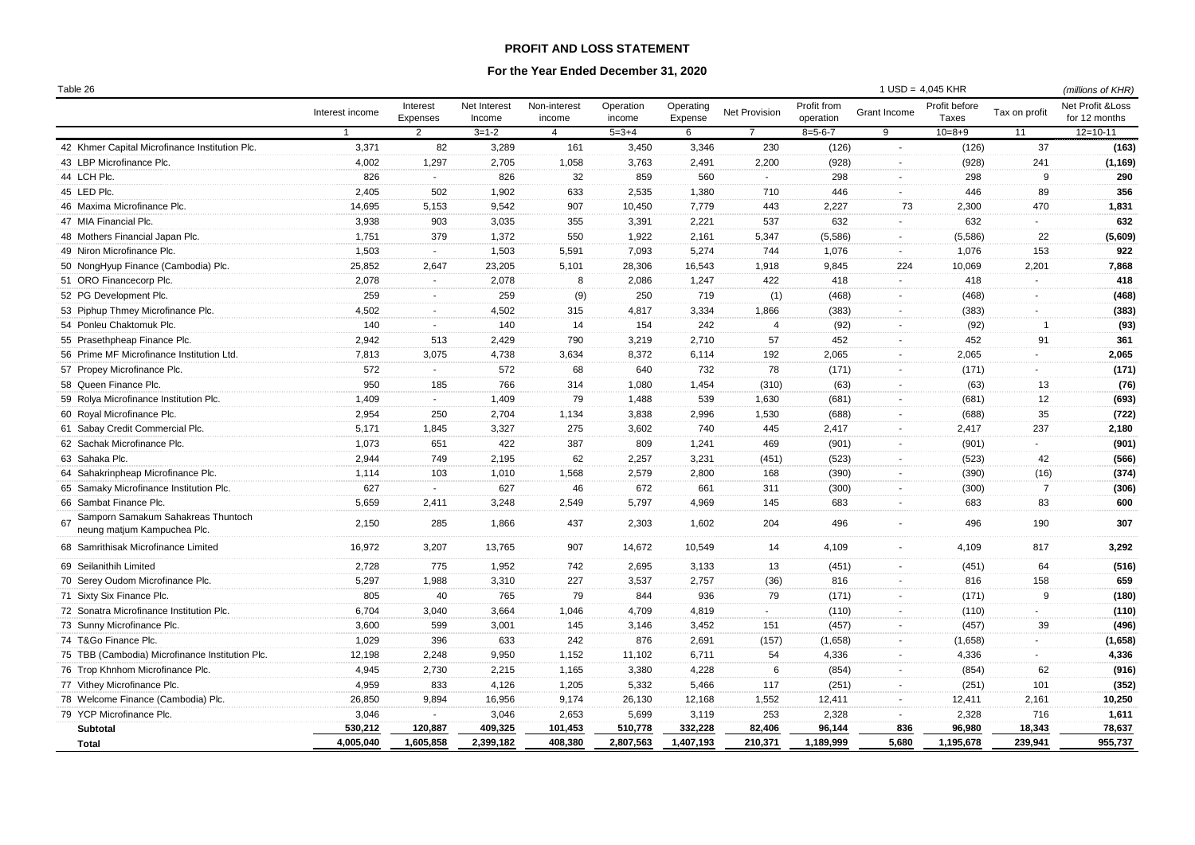# PROFIT AND LOSS STATEMENT

## For the Year Ended December 31, 2020

Table 26 — 1 USD = 4,045 KHR — *(millions of KHR)*

| | Interest income | Interest Expenses | Net Interest Income | Non-interest income | Operation income | Operating Expense | Net Provision | Profit from operation | Grant Income | Profit before Taxes | Tax on profit | Net Profit &Loss for 12 months |
|---|---|---|---|---|---|---|---|---|---|---|---|---|
| | 1 | 2 | 3=1-2 | 4 | 5=3+4 | 6 | 7 | 8=5-6-7 | 9 | 10=8+9 | 11 | 12=10-11 |
| 42 Khmer Capital Microfinance Institution Plc. | 3,371 | 82 | 3,289 | 161 | 3,450 | 3,346 | 230 | (126) | - | (126) | 37 | **(163)** |
| 43 LBP Microfinance Plc. | 4,002 | 1,297 | 2,705 | 1,058 | 3,763 | 2,491 | 2,200 | (928) | - | (928) | 241 | **(1,169)** |
| 44 LCH Plc. | 826 | - | 826 | 32 | 859 | 560 | - | 298 | - | 298 | 9 | **290** |
| 45 LED Plc. | 2,405 | 502 | 1,902 | 633 | 2,535 | 1,380 | 710 | 446 | - | 446 | 89 | **356** |
| 46 Maxima Microfinance Plc. | 14,695 | 5,153 | 9,542 | 907 | 10,450 | 7,779 | 443 | 2,227 | 73 | 2,300 | 470 | **1,831** |
| 47 MIA Financial Plc. | 3,938 | 903 | 3,035 | 355 | 3,391 | 2,221 | 537 | 632 | - | 632 | - | **632** |
| 48 Mothers Financial Japan Plc. | 1,751 | 379 | 1,372 | 550 | 1,922 | 2,161 | 5,347 | (5,586) | - | (5,586) | 22 | **(5,609)** |
| 49 Niron Microfinance Plc. | 1,503 | - | 1,503 | 5,591 | 7,093 | 5,274 | 744 | 1,076 | - | 1,076 | 153 | **922** |
| 50 NongHyup Finance (Cambodia) Plc. | 25,852 | 2,647 | 23,205 | 5,101 | 28,306 | 16,543 | 1,918 | 9,845 | 224 | 10,069 | 2,201 | **7,868** |
| 51 ORO Financecorp Plc. | 2,078 | - | 2,078 | 8 | 2,086 | 1,247 | 422 | 418 | - | 418 | - | **418** |
| 52 PG Development Plc. | 259 | - | 259 | (9) | 250 | 719 | (1) | (468) | - | (468) | - | **(468)** |
| 53 Piphup Thmey Microfinance Plc. | 4,502 | - | 4,502 | 315 | 4,817 | 3,334 | 1,866 | (383) | - | (383) | - | **(383)** |
| 54 Ponleu Chaktomuk Plc. | 140 | - | 140 | 14 | 154 | 242 | 4 | (92) | - | (92) | 1 | **(93)** |
| 55 Prasethpheap Finance Plc. | 2,942 | 513 | 2,429 | 790 | 3,219 | 2,710 | 57 | 452 | - | 452 | 91 | **361** |
| 56 Prime MF Microfinance Institution Ltd. | 7,813 | 3,075 | 4,738 | 3,634 | 8,372 | 6,114 | 192 | 2,065 | - | 2,065 | - | **2,065** |
| 57 Propey Microfinance Plc. | 572 | - | 572 | 68 | 640 | 732 | 78 | (171) | - | (171) | - | **(171)** |
| 58 Queen Finance Plc. | 950 | 185 | 766 | 314 | 1,080 | 1,454 | (310) | (63) | - | (63) | 13 | **(76)** |
| 59 Rolya Microfinance Institution Plc. | 1,409 | - | 1,409 | 79 | 1,488 | 539 | 1,630 | (681) | - | (681) | 12 | **(693)** |
| 60 Royal Microfinance Plc. | 2,954 | 250 | 2,704 | 1,134 | 3,838 | 2,996 | 1,530 | (688) | - | (688) | 35 | **(722)** |
| 61 Sabay Credit Commercial Plc. | 5,171 | 1,845 | 3,327 | 275 | 3,602 | 740 | 445 | 2,417 | - | 2,417 | 237 | **2,180** |
| 62 Sachak Microfinance Plc. | 1,073 | 651 | 422 | 387 | 809 | 1,241 | 469 | (901) | - | (901) | - | **(901)** |
| 63 Sahaka Plc. | 2,944 | 749 | 2,195 | 62 | 2,257 | 3,231 | (451) | (523) | - | (523) | 42 | **(566)** |
| 64 Sahakrinpheap Microfinance Plc. | 1,114 | 103 | 1,010 | 1,568 | 2,579 | 2,800 | 168 | (390) | - | (390) | (16) | **(374)** |
| 65 Samaky Microfinance Institution Plc. | 627 | - | 627 | 46 | 672 | 661 | 311 | (300) | - | (300) | 7 | **(306)** |
| 66 Sambat Finance Plc. | 5,659 | 2,411 | 3,248 | 2,549 | 5,797 | 4,969 | 145 | 683 | - | 683 | 83 | **600** |
| 67 Samporn Samakum Sahakreas Thuntoch neung matjum Kampuchea Plc. | 2,150 | 285 | 1,866 | 437 | 2,303 | 1,602 | 204 | 496 | - | 496 | 190 | **307** |
| 68 Samrithisak Microfinance Limited | 16,972 | 3,207 | 13,765 | 907 | 14,672 | 10,549 | 14 | 4,109 | - | 4,109 | 817 | **3,292** |
| 69 Seilanithih Limited | 2,728 | 775 | 1,952 | 742 | 2,695 | 3,133 | 13 | (451) | - | (451) | 64 | **(516)** |
| 70 Serey Oudom Microfinance Plc. | 5,297 | 1,988 | 3,310 | 227 | 3,537 | 2,757 | (36) | 816 | - | 816 | 158 | **659** |
| 71 Sixty Six Finance Plc. | 805 | 40 | 765 | 79 | 844 | 936 | 79 | (171) | - | (171) | 9 | **(180)** |
| 72 Sonatra Microfinance Institution Plc. | 6,704 | 3,040 | 3,664 | 1,046 | 4,709 | 4,819 | - | (110) | - | (110) | - | **(110)** |
| 73 Sunny Microfinance Plc. | 3,600 | 599 | 3,001 | 145 | 3,146 | 3,452 | 151 | (457) | - | (457) | 39 | **(496)** |
| 74 T&Go Finance Plc. | 1,029 | 396 | 633 | 242 | 876 | 2,691 | (157) | (1,658) | - | (1,658) | - | **(1,658)** |
| 75 TBB (Cambodia) Microfinance Institution Plc. | 12,198 | 2,248 | 9,950 | 1,152 | 11,102 | 6,711 | 54 | 4,336 | - | 4,336 | - | **4,336** |
| 76 Trop Khnhom Microfinance Plc. | 4,945 | 2,730 | 2,215 | 1,165 | 3,380 | 4,228 | 6 | (854) | - | (854) | 62 | **(916)** |
| 77 Vithey Microfinance Plc. | 4,959 | 833 | 4,126 | 1,205 | 5,332 | 5,466 | 117 | (251) | - | (251) | 101 | **(352)** |
| 78 Welcome Finance (Cambodia) Plc. | 26,850 | 9,894 | 16,956 | 9,174 | 26,130 | 12,168 | 1,552 | 12,411 | - | 12,411 | 2,161 | **10,250** |
| 79 YCP Microfinance Plc. | 3,046 | - | 3,046 | 2,653 | 5,699 | 3,119 | 253 | 2,328 | - | 2,328 | 716 | **1,611** |
| **Subtotal** | **530,212** | **120,887** | **409,325** | **101,453** | **510,778** | **332,228** | **82,406** | **96,144** | **836** | **96,980** | **18,343** | **78,637** |
| **Total** | **4,005,040** | **1,605,858** | **2,399,182** | **408,380** | **2,807,563** | **1,407,193** | **210,371** | **1,189,999** | **5,680** | **1,195,678** | **239,941** | **955,737** |